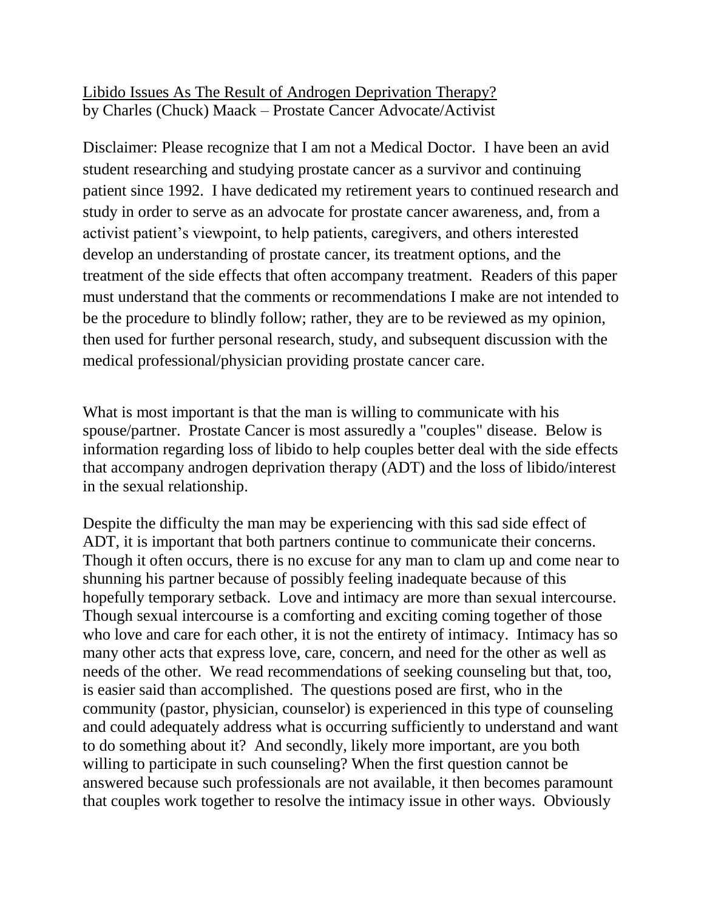<u>Libido Issues As The Result of Androgen Deprivation Therapy?</u>
by Charles (Chuck) Maack – Prostate Cancer Advocate/Activist

Disclaimer: Please recognize that I am not a Medical Doctor. I have been an avid student researching and studying prostate cancer as a survivor and continuing patient since 1992. I have dedicated my retirement years to continued research and study in order to serve as an advocate for prostate cancer awareness, and, from a activist patient's viewpoint, to help patients, caregivers, and others interested develop an understanding of prostate cancer, its treatment options, and the treatment of the side effects that often accompany treatment. Readers of this paper must understand that the comments or recommendations I make are not intended to be the procedure to blindly follow; rather, they are to be reviewed as my opinion, then used for further personal research, study, and subsequent discussion with the medical professional/physician providing prostate cancer care.

What is most important is that the man is willing to communicate with his spouse/partner. Prostate Cancer is most assuredly a "couples" disease. Below is information regarding loss of libido to help couples better deal with the side effects that accompany androgen deprivation therapy (ADT) and the loss of libido/interest in the sexual relationship.

Despite the difficulty the man may be experiencing with this sad side effect of ADT, it is important that both partners continue to communicate their concerns. Though it often occurs, there is no excuse for any man to clam up and come near to shunning his partner because of possibly feeling inadequate because of this hopefully temporary setback. Love and intimacy are more than sexual intercourse. Though sexual intercourse is a comforting and exciting coming together of those who love and care for each other, it is not the entirety of intimacy. Intimacy has so many other acts that express love, care, concern, and need for the other as well as needs of the other. We read recommendations of seeking counseling but that, too, is easier said than accomplished. The questions posed are first, who in the community (pastor, physician, counselor) is experienced in this type of counseling and could adequately address what is occurring sufficiently to understand and want to do something about it? And secondly, likely more important, are you both willing to participate in such counseling? When the first question cannot be answered because such professionals are not available, it then becomes paramount that couples work together to resolve the intimacy issue in other ways. Obviously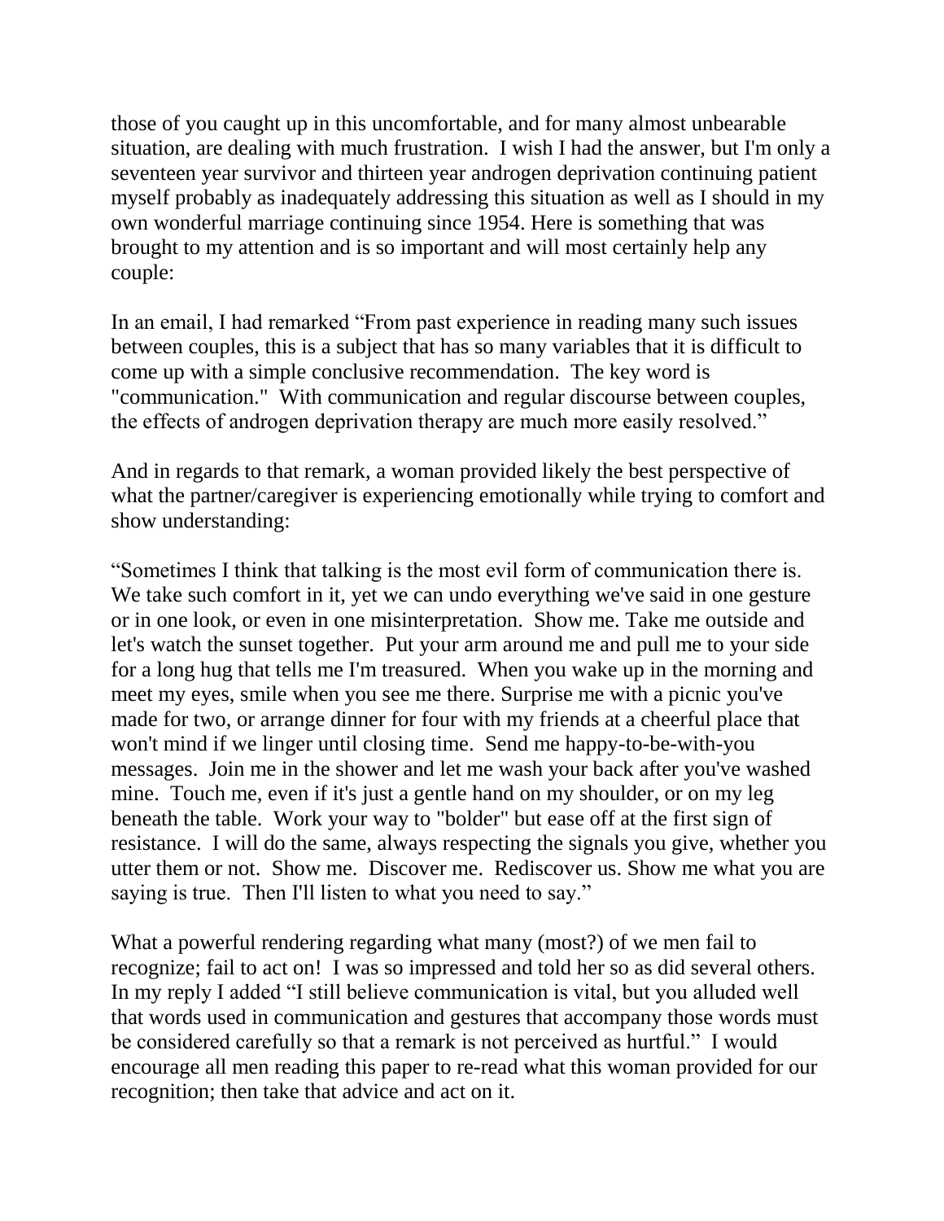those of you caught up in this uncomfortable, and for many almost unbearable situation, are dealing with much frustration. I wish I had the answer, but I'm only a seventeen year survivor and thirteen year androgen deprivation continuing patient myself probably as inadequately addressing this situation as well as I should in my own wonderful marriage continuing since 1954. Here is something that was brought to my attention and is so important and will most certainly help any couple:

In an email, I had remarked "From past experience in reading many such issues between couples, this is a subject that has so many variables that it is difficult to come up with a simple conclusive recommendation. The key word is "communication." With communication and regular discourse between couples, the effects of androgen deprivation therapy are much more easily resolved."

And in regards to that remark, a woman provided likely the best perspective of what the partner/caregiver is experiencing emotionally while trying to comfort and show understanding:

"Sometimes I think that talking is the most evil form of communication there is. We take such comfort in it, yet we can undo everything we've said in one gesture or in one look, or even in one misinterpretation. Show me. Take me outside and let's watch the sunset together. Put your arm around me and pull me to your side for a long hug that tells me I'm treasured. When you wake up in the morning and meet my eyes, smile when you see me there. Surprise me with a picnic you've made for two, or arrange dinner for four with my friends at a cheerful place that won't mind if we linger until closing time. Send me happy-to-be-with-you messages. Join me in the shower and let me wash your back after you've washed mine. Touch me, even if it's just a gentle hand on my shoulder, or on my leg beneath the table. Work your way to "bolder" but ease off at the first sign of resistance. I will do the same, always respecting the signals you give, whether you utter them or not. Show me. Discover me. Rediscover us. Show me what you are saying is true. Then I'll listen to what you need to say."

What a powerful rendering regarding what many (most?) of we men fail to recognize; fail to act on! I was so impressed and told her so as did several others. In my reply I added "I still believe communication is vital, but you alluded well that words used in communication and gestures that accompany those words must be considered carefully so that a remark is not perceived as hurtful." I would encourage all men reading this paper to re-read what this woman provided for our recognition; then take that advice and act on it.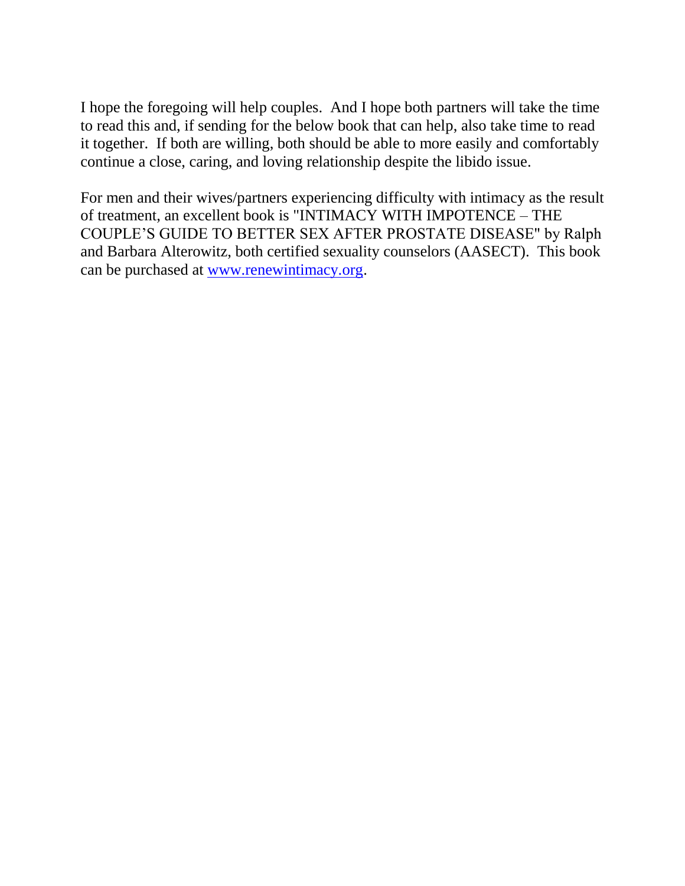I hope the foregoing will help couples. And I hope both partners will take the time to read this and, if sending for the below book that can help, also take time to read it together. If both are willing, both should be able to more easily and comfortably continue a close, caring, and loving relationship despite the libido issue.

For men and their wives/partners experiencing difficulty with intimacy as the result of treatment, an excellent book is "INTIMACY WITH IMPOTENCE – THE COUPLE'S GUIDE TO BETTER SEX AFTER PROSTATE DISEASE" by Ralph and Barbara Alterowitz, both certified sexuality counselors (AASECT). This book can be purchased at [www.renewintimacy.org](http://www.renewintimacy.org).